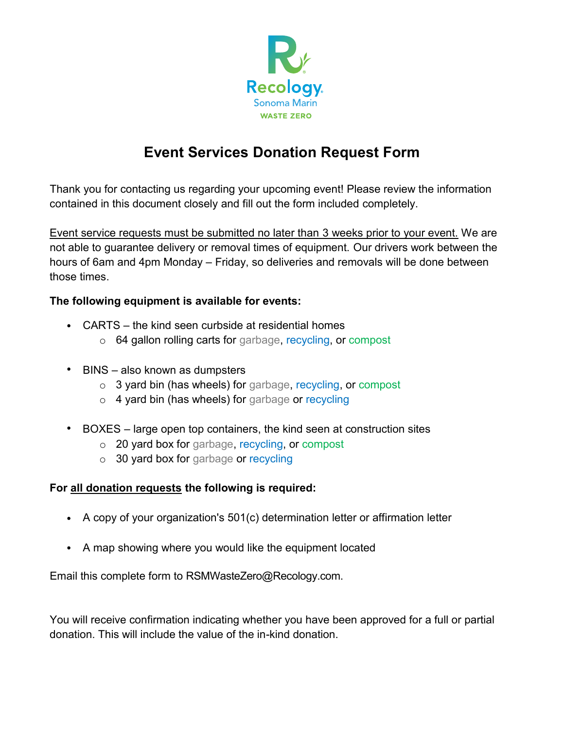Recology
Sonoma Marin
WASTE ZERO

# Event Services Donation Request Form

Thank you for contacting us regarding your upcoming event! Please review the information contained in this document closely and fill out the form included completely.

<u>Event service requests must be submitted no later than 3 weeks prior to your event.</u> We are not able to guarantee delivery or removal times of equipment. Our drivers work between the hours of 6am and 4pm Monday – Friday, so deliveries and removals will be done between those times.

**The following equipment is available for events:**

- CARTS – the kind seen curbside at residential homes
  - 64 gallon rolling carts for garbage, recycling, or compost

- BINS – also known as dumpsters
  - 3 yard bin (has wheels) for garbage, recycling, or compost
  - 4 yard bin (has wheels) for garbage or recycling

- BOXES – large open top containers, the kind seen at construction sites
  - 20 yard box for garbage, recycling, or compost
  - 30 yard box for garbage or recycling

**For <u>all donation requests</u> the following is required:**

- A copy of your organization's 501(c) determination letter or affirmation letter

- A map showing where you would like the equipment located

Email this complete form to RSMWasteZero@Recology.com.

You will receive confirmation indicating whether you have been approved for a full or partial donation. This will include the value of the in-kind donation.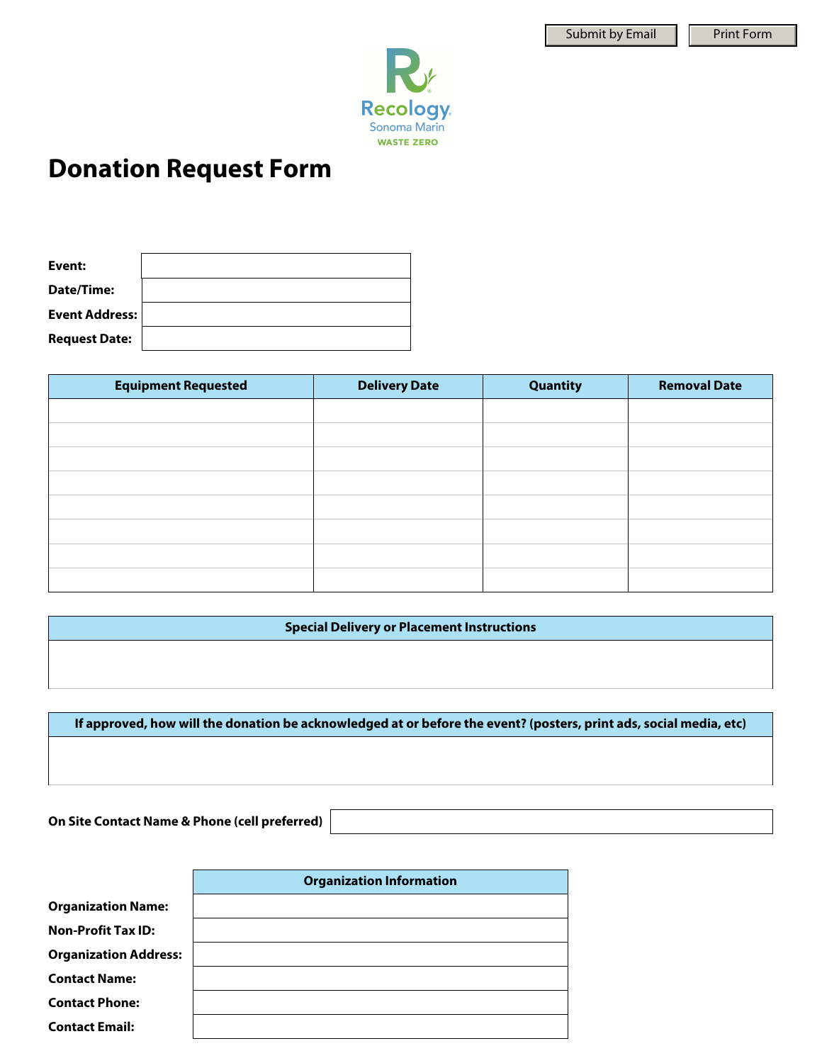Submit by Email | Print Form

Recology
Sonoma Marin
WASTE ZERO

# Donation Request Form

| | |
|---|---|
| **Event:** | |
| **Date/Time:** | |
| **Event Address:** | |
| **Request Date:** | |

| Equipment Requested | Delivery Date | Quantity | Removal Date |
|---|---|---|---|
| | | | |
| | | | |
| | | | |
| | | | |
| | | | |
| | | | |
| | | | |
| | | | |

| Special Delivery or Placement Instructions |
|---|
| |

| If approved, how will the donation be acknowledged at or before the event? (posters, print ads, social media, etc) |
|---|
| |

**On Site Contact Name & Phone (cell preferred)**

| | Organization Information |
|---|---|
| **Organization Name:** | |
| **Non-Profit Tax ID:** | |
| **Organization Address:** | |
| **Contact Name:** | |
| **Contact Phone:** | |
| **Contact Email:** | |